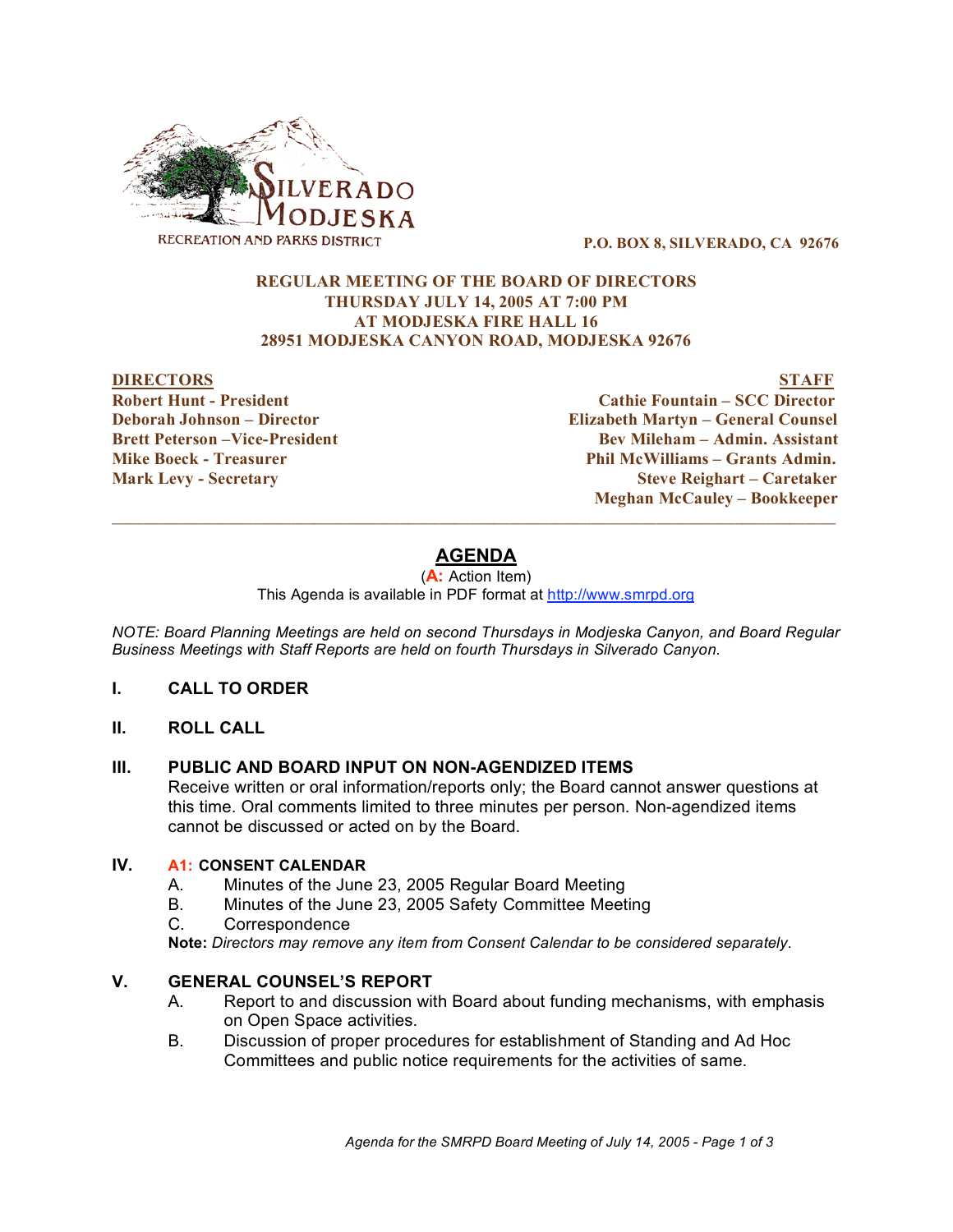SILVERADO MODJESKA
RECREATION AND PARKS DISTRICT

P.O. BOX 8, SILVERADO, CA 92676

**REGULAR MEETING OF THE BOARD OF DIRECTORS**
**THURSDAY JULY 14, 2005 AT 7:00 PM**
**AT MODJESKA FIRE HALL 16**
**28951 MODJESKA CANYON ROAD, MODJESKA 92676**

| **DIRECTORS** | **STAFF** |
|---|---|
| Robert Hunt - President | Cathie Fountain – SCC Director |
| Deborah Johnson – Director | Elizabeth Martyn – General Counsel |
| Brett Peterson –Vice-President | Bev Mileham – Admin. Assistant |
| Mike Boeck - Treasurer | Phil McWilliams – Grants Admin. |
| Mark Levy - Secretary | Steve Reighart – Caretaker |
| | Meghan McCauley – Bookkeeper |

---

# AGENDA

(**A:** Action Item)

This Agenda is available in PDF format at http://www.smrpd.org

*NOTE: Board Planning Meetings are held on second Thursdays in Modjeska Canyon, and Board Regular Business Meetings with Staff Reports are held on fourth Thursdays in Silverado Canyon.*

## I. CALL TO ORDER

## II. ROLL CALL

## III. PUBLIC AND BOARD INPUT ON NON-AGENDIZED ITEMS

Receive written or oral information/reports only; the Board cannot answer questions at this time. Oral comments limited to three minutes per person. Non-agendized items cannot be discussed or acted on by the Board.

## IV. A1: CONSENT CALENDAR

A. Minutes of the June 23, 2005 Regular Board Meeting
B. Minutes of the June 23, 2005 Safety Committee Meeting
C. Correspondence

**Note:** *Directors may remove any item from Consent Calendar to be considered separately.*

## V. GENERAL COUNSEL'S REPORT

A. Report to and discussion with Board about funding mechanisms, with emphasis on Open Space activities.
B. Discussion of proper procedures for establishment of Standing and Ad Hoc Committees and public notice requirements for the activities of same.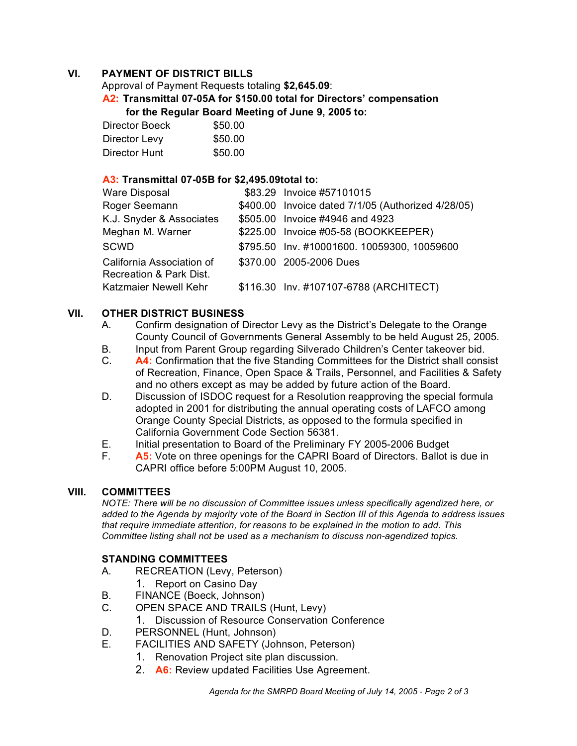## VI. PAYMENT OF DISTRICT BILLS

Approval of Payment Requests totaling **$2,645.09**:

**A2: Transmittal 07-05A for $150.00 total for Directors' compensation for the Regular Board Meeting of June 9, 2005 to:**

| | |
|---|---|
| Director Boeck | $50.00 |
| Director Levy | $50.00 |
| Director Hunt | $50.00 |

**A3: Transmittal 07-05B for $2,495.09total to:**

| | | |
|---|---|---|
| Ware Disposal | $83.29 | Invoice #57101015 |
| Roger Seemann | $400.00 | Invoice dated 7/1/05 (Authorized 4/28/05) |
| K.J. Snyder & Associates | $505.00 | Invoice #4946 and 4923 |
| Meghan M. Warner | $225.00 | Invoice #05-58 (BOOKKEEPER) |
| SCWD | $795.50 | Inv. #10001600. 10059300, 10059600 |
| California Association of Recreation & Park Dist. | $370.00 | 2005-2006 Dues |
| Katzmaier Newell Kehr | $116.30 | Inv. #107107-6788 (ARCHITECT) |

## VII. OTHER DISTRICT BUSINESS

A. Confirm designation of Director Levy as the District's Delegate to the Orange County Council of Governments General Assembly to be held August 25, 2005.

B. Input from Parent Group regarding Silverado Children's Center takeover bid.

C. **A4:** Confirmation that the five Standing Committees for the District shall consist of Recreation, Finance, Open Space & Trails, Personnel, and Facilities & Safety and no others except as may be added by future action of the Board.

D. Discussion of ISDOC request for a Resolution reapproving the special formula adopted in 2001 for distributing the annual operating costs of LAFCO among Orange County Special Districts, as opposed to the formula specified in California Government Code Section 56381.

E. Initial presentation to Board of the Preliminary FY 2005-2006 Budget

F. **A5:** Vote on three openings for the CAPRI Board of Directors. Ballot is due in CAPRI office before 5:00PM August 10, 2005.

## VIII. COMMITTEES

*NOTE: There will be no discussion of Committee issues unless specifically agendized here, or added to the Agenda by majority vote of the Board in Section III of this Agenda to address issues that require immediate attention, for reasons to be explained in the motion to add. This Committee listing shall not be used as a mechanism to discuss non-agendized topics.*

### STANDING COMMITTEES

A. RECREATION (Levy, Peterson)
   1. Report on Casino Day

B. FINANCE (Boeck, Johnson)

C. OPEN SPACE AND TRAILS (Hunt, Levy)
   1. Discussion of Resource Conservation Conference

D. PERSONNEL (Hunt, Johnson)

E. FACILITIES AND SAFETY (Johnson, Peterson)
   1. Renovation Project site plan discussion.
   2. **A6:** Review updated Facilities Use Agreement.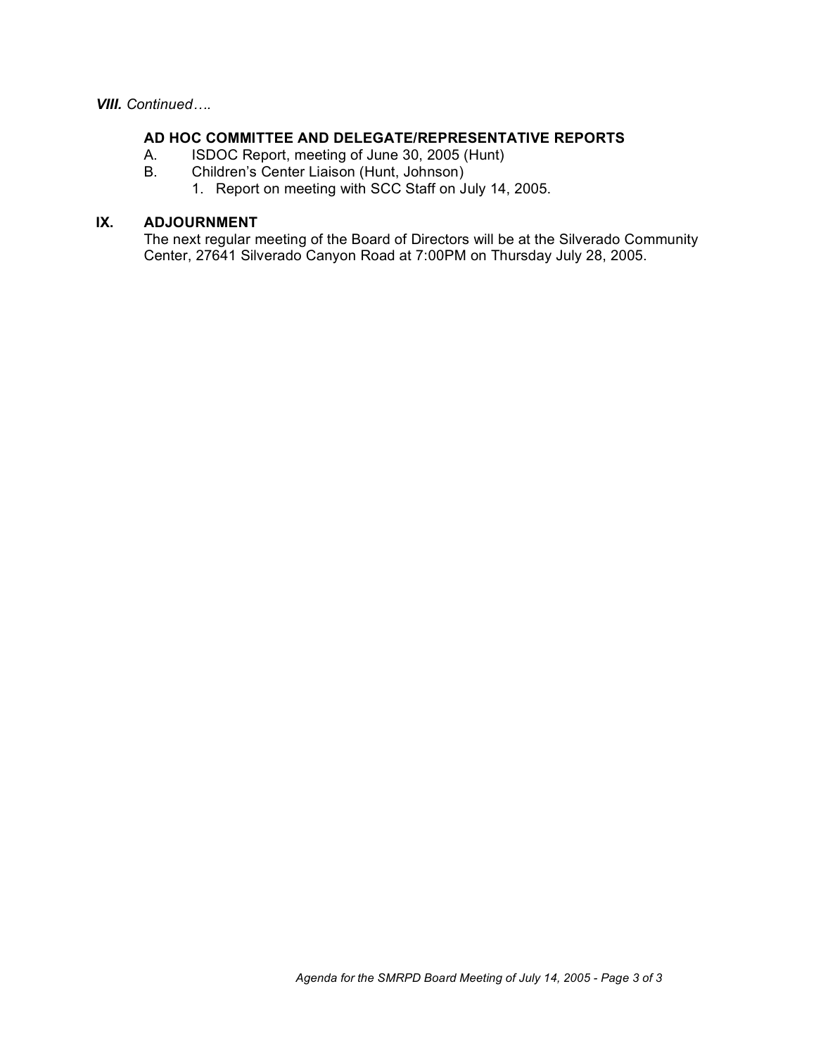***VIII.*** *Continued….*

**AD HOC COMMITTEE AND DELEGATE/REPRESENTATIVE REPORTS**

A. ISDOC Report, meeting of June 30, 2005 (Hunt)

B. Children's Center Liaison (Hunt, Johnson)

   1. Report on meeting with SCC Staff on July 14, 2005.

## IX. ADJOURNMENT

The next regular meeting of the Board of Directors will be at the Silverado Community Center, 27641 Silverado Canyon Road at 7:00PM on Thursday July 28, 2005.